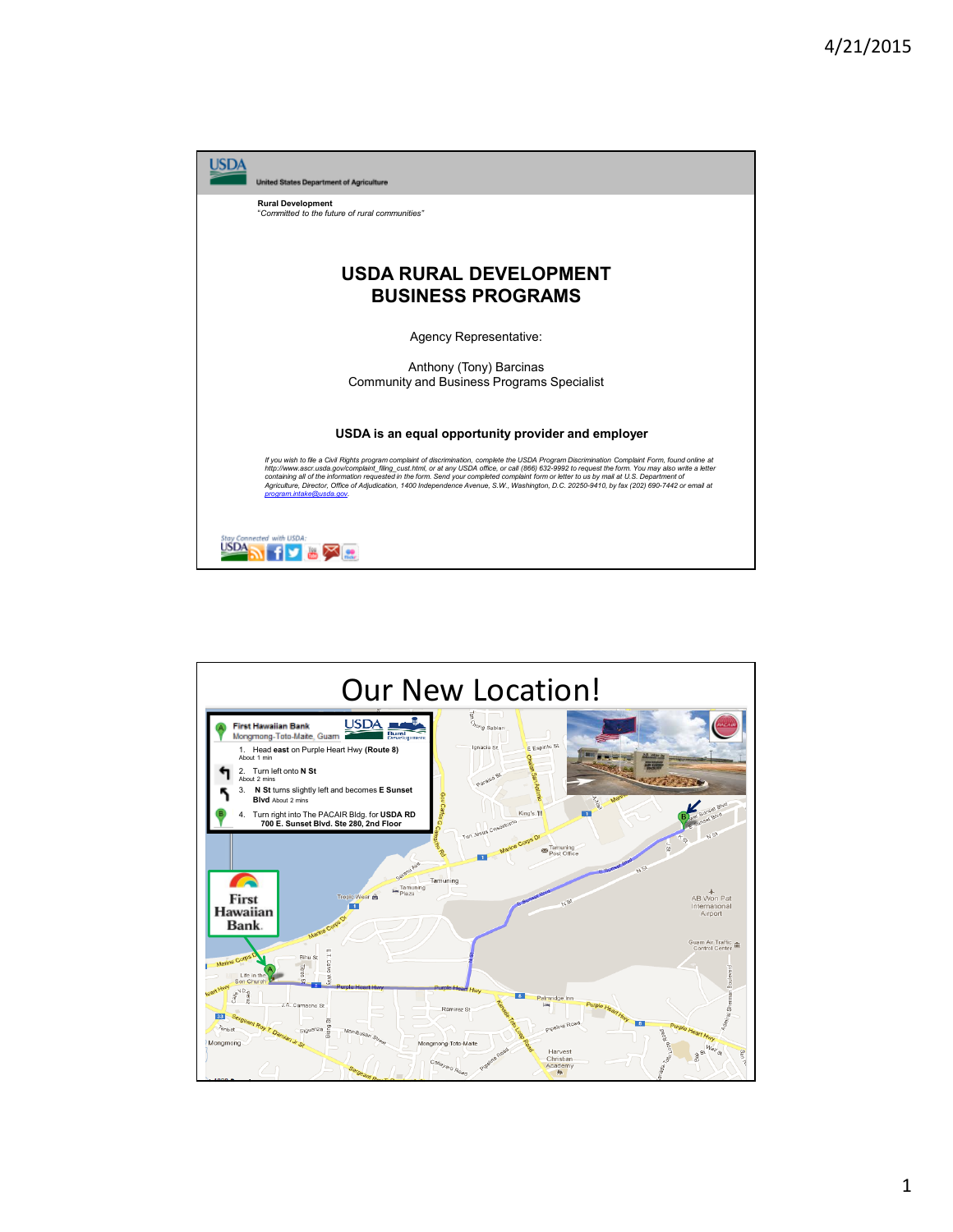**United States Department of Agriculture**

**Rural Development**
*"Committed to the future of rural communities"*

# USDA RURAL DEVELOPMENT BUSINESS PROGRAMS

Agency Representative:

Anthony (Tony) Barcinas
Community and Business Programs Specialist

**USDA is an equal opportunity provider and employer**

*If you wish to file a Civil Rights program complaint of discrimination, complete the USDA Program Discrimination Complaint Form, found online at http://www.ascr.usda.gov/complaint_filing_cust.html, or at any USDA office, or call (866) 632-9992 to request the form. You may also write a letter containing all of the information requested in the form. Send your completed complaint form or letter to us by mail at U.S. Department of Agriculture, Director, Office of Adjudication, 1400 Independence Avenue, S.W., Washington, D.C. 20250-9410, by fax (202) 690-7442 or email at program.intake@usda.gov.*

*Stay Connected with USDA:*

# Our New Location!

**First Hawaiian Bank**
Mongmong-Toto-Maite, Guam

1. Head **east** on Purple Heart Hwy **(Route 8)**
   About 1 min
2. Turn left onto **N St**
   About 2 mins
3. **N St** turns slightly left and becomes **E Sunset Blvd** About 2 mins
4. Turn right into The PACAIR Bldg. for **USDA RD 700 E. Sunset Blvd. Ste 280, 2nd Floor**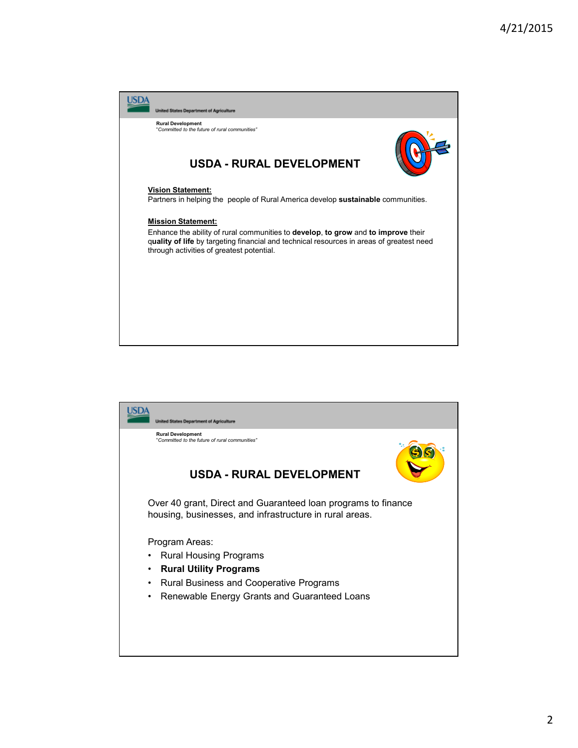United States Department of Agriculture

**Rural Development**
*"Committed to the future of rural communities"*

## USDA - RURAL DEVELOPMENT

**Vision Statement:**
Partners in helping the people of Rural America develop **sustainable** communities.

**Mission Statement:**
Enhance the ability of rural communities to **develop**, **to grow** and **to improve** their q**uality of life** by targeting financial and technical resources in areas of greatest need through activities of greatest potential.

---

United States Department of Agriculture

**Rural Development**
*"Committed to the future of rural communities"*

## USDA - RURAL DEVELOPMENT

Over 40 grant, Direct and Guaranteed loan programs to finance housing, businesses, and infrastructure in rural areas.

Program Areas:

- Rural Housing Programs
- **Rural Utility Programs**
- Rural Business and Cooperative Programs
- Renewable Energy Grants and Guaranteed Loans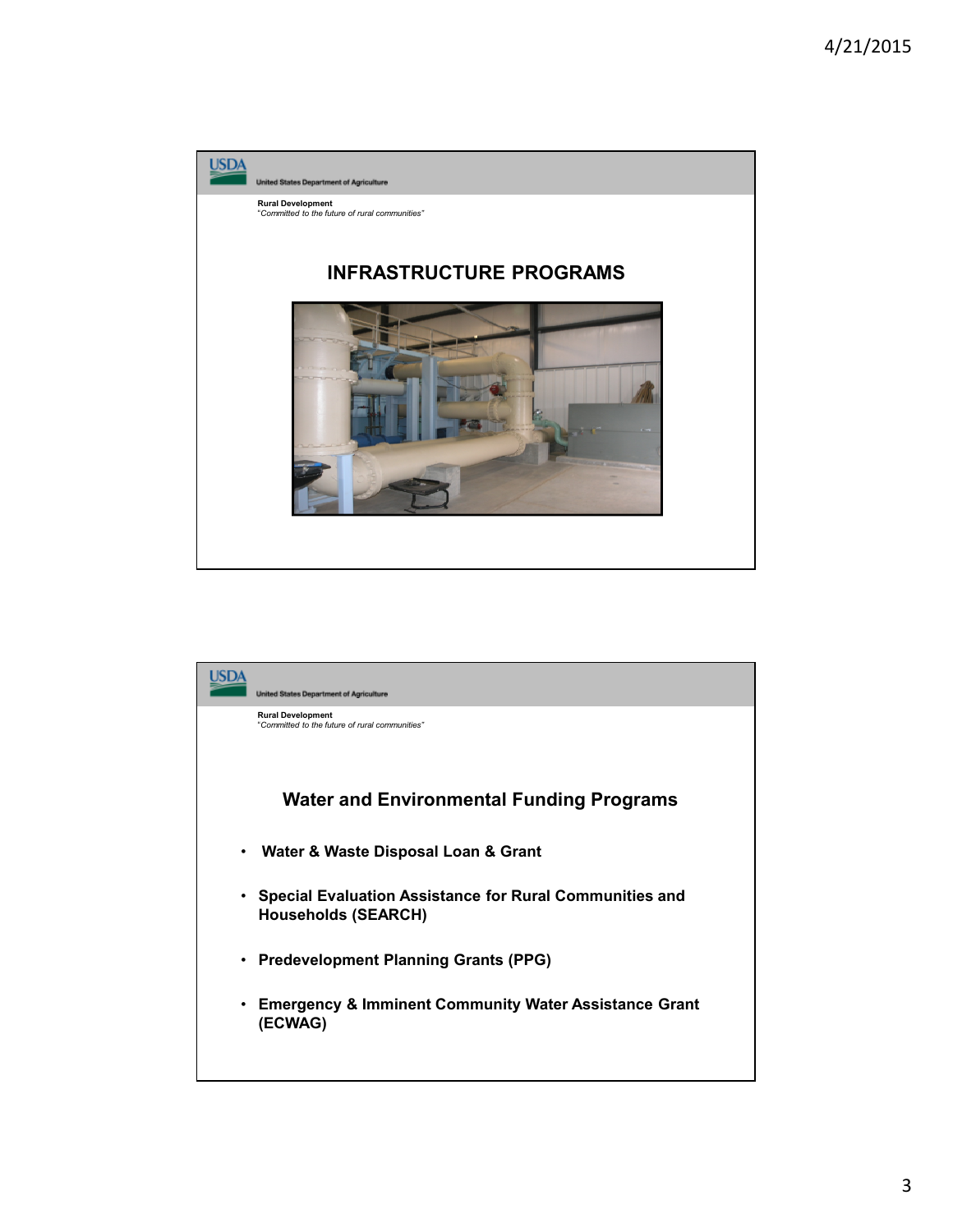United States Department of Agriculture

**Rural Development**
*"Committed to the future of rural communities"*

## INFRASTRUCTURE PROGRAMS

United States Department of Agriculture

**Rural Development**
*"Committed to the future of rural communities"*

## Water and Environmental Funding Programs

- **Water & Waste Disposal Loan & Grant**
- **Special Evaluation Assistance for Rural Communities and Households (SEARCH)**
- **Predevelopment Planning Grants (PPG)**
- **Emergency & Imminent Community Water Assistance Grant (ECWAG)**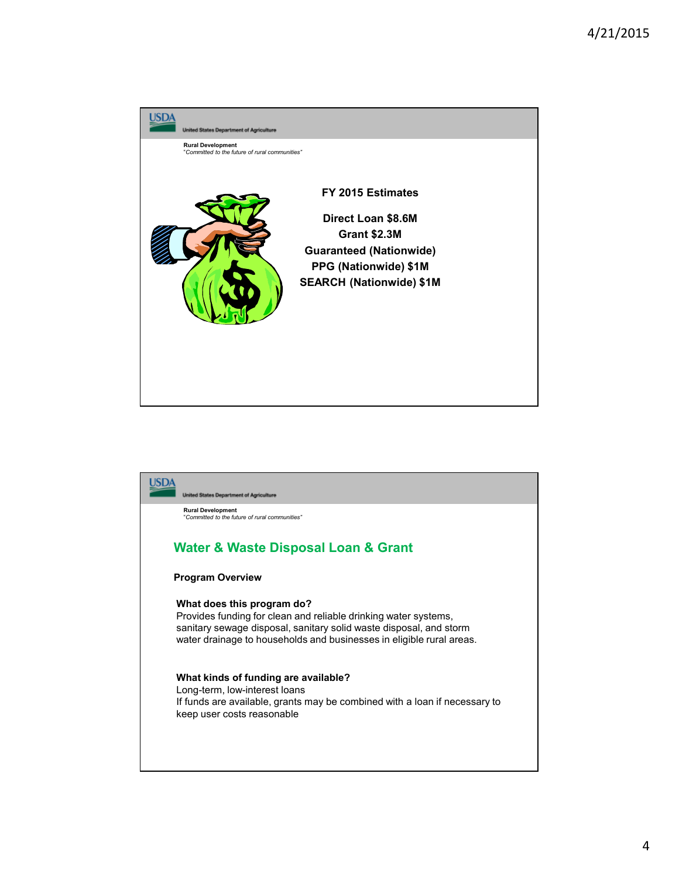**USDA** United States Department of Agriculture

**Rural Development**
*"Committed to the future of rural communities"*

**FY 2015 Estimates**

**Direct Loan $8.6M**
**Grant $2.3M**
**Guaranteed (Nationwide)**
**PPG (Nationwide) $1M**
**SEARCH (Nationwide) $1M**

---

**USDA** United States Department of Agriculture

**Rural Development**
*"Committed to the future of rural communities"*

## Water & Waste Disposal Loan & Grant

**Program Overview**

**What does this program do?**
Provides funding for clean and reliable drinking water systems, sanitary sewage disposal, sanitary solid waste disposal, and storm water drainage to households and businesses in eligible rural areas.

**What kinds of funding are available?**
Long-term, low-interest loans
If funds are available, grants may be combined with a loan if necessary to keep user costs reasonable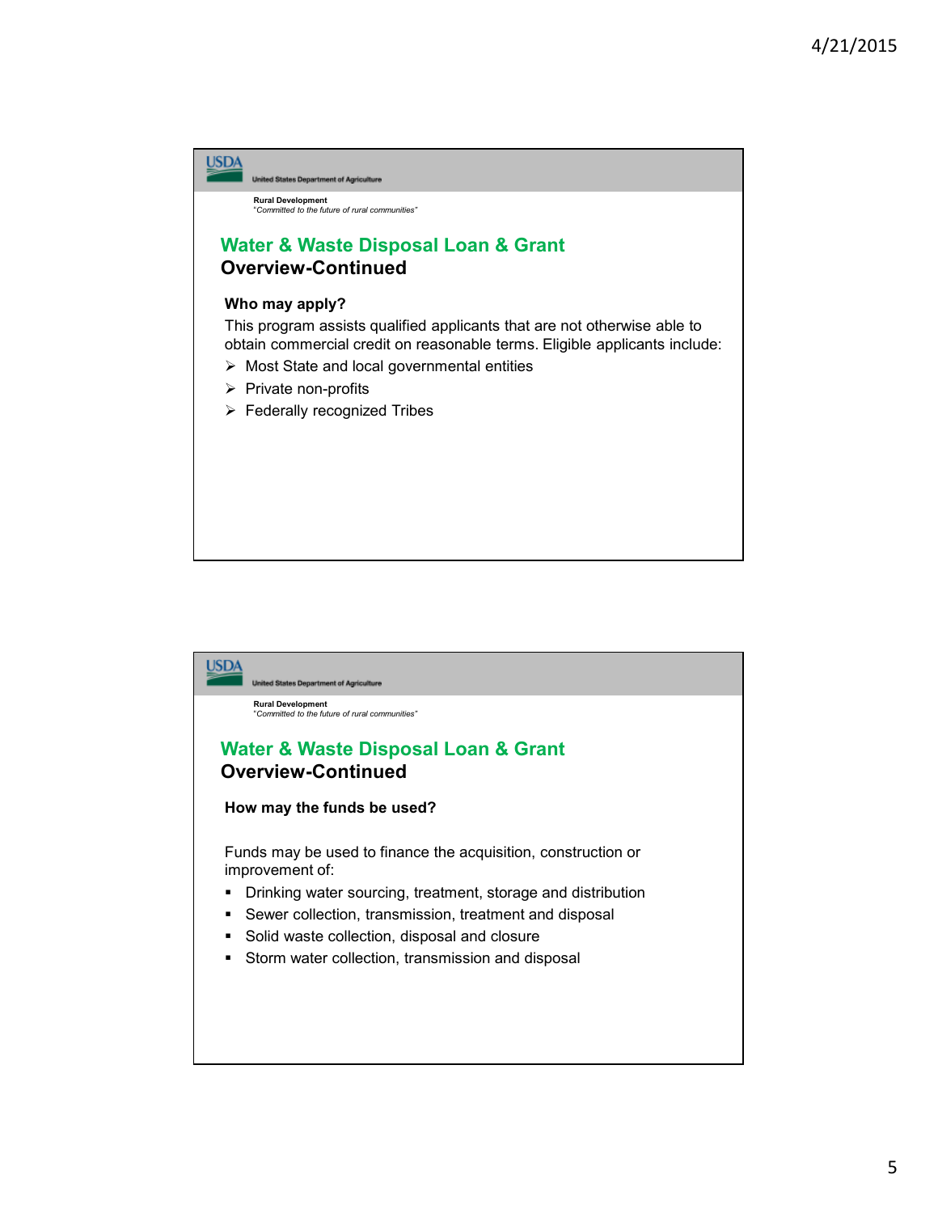USDA United States Department of Agriculture

Rural Development
*"Committed to the future of rural communities"*

## Water & Waste Disposal Loan & Grant
### Overview-Continued

**Who may apply?**

This program assists qualified applicants that are not otherwise able to obtain commercial credit on reasonable terms. Eligible applicants include:

- Most State and local governmental entities
- Private non-profits
- Federally recognized Tribes

USDA United States Department of Agriculture

Rural Development
*"Committed to the future of rural communities"*

## Water & Waste Disposal Loan & Grant
### Overview-Continued

**How may the funds be used?**

Funds may be used to finance the acquisition, construction or improvement of:

- Drinking water sourcing, treatment, storage and distribution
- Sewer collection, transmission, treatment and disposal
- Solid waste collection, disposal and closure
- Storm water collection, transmission and disposal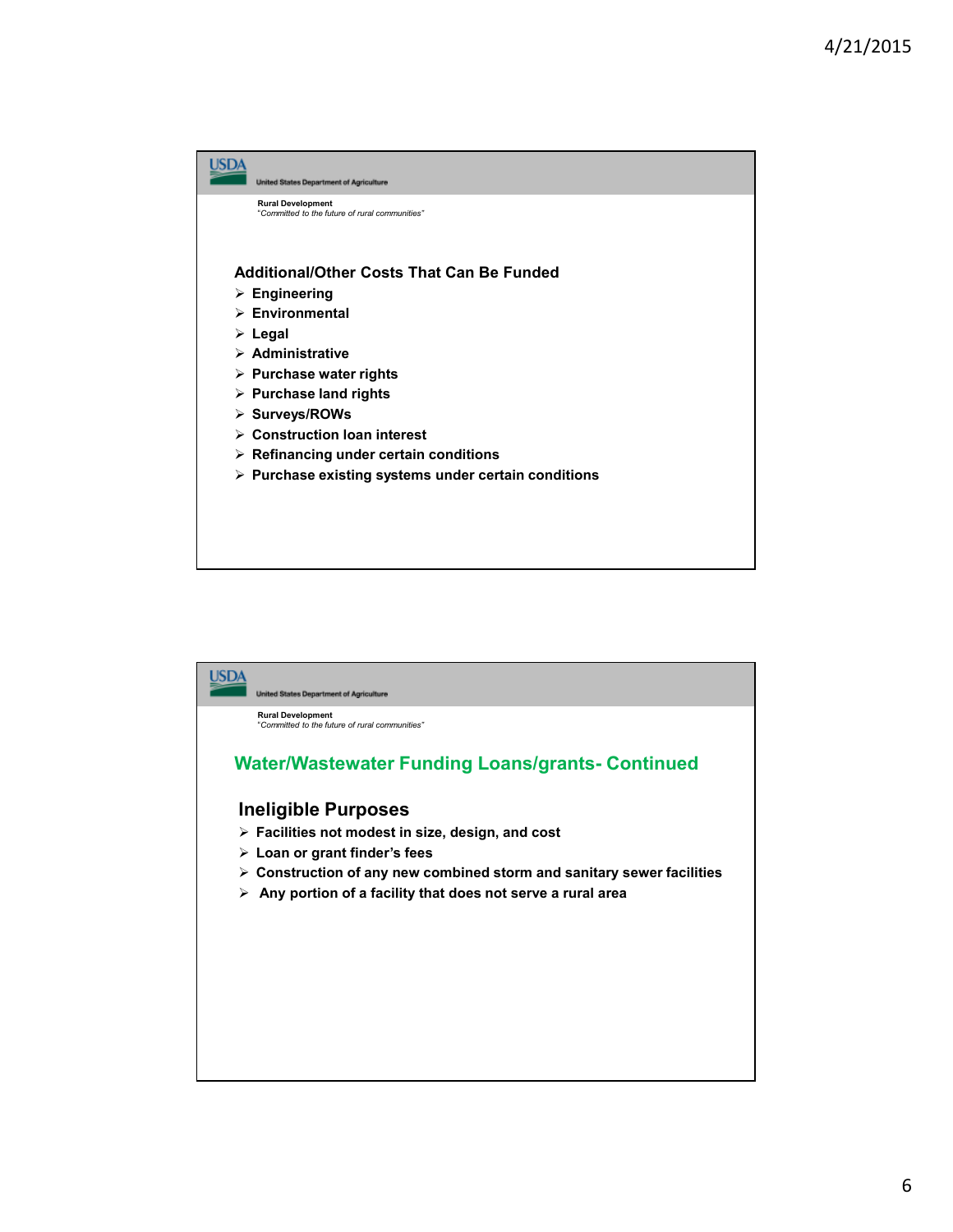USDA

United States Department of Agriculture

**Rural Development**
*"Committed to the future of rural communities"*

## Additional/Other Costs That Can Be Funded

- Engineering
- Environmental
- Legal
- Administrative
- Purchase water rights
- Purchase land rights
- Surveys/ROWs
- Construction loan interest
- Refinancing under certain conditions
- Purchase existing systems under certain conditions

USDA

United States Department of Agriculture

**Rural Development**
*"Committed to the future of rural communities"*

## Water/Wastewater Funding Loans/grants- Continued

### Ineligible Purposes

- Facilities not modest in size, design, and cost
- Loan or grant finder's fees
- Construction of any new combined storm and sanitary sewer facilities
- Any portion of a facility that does not serve a rural area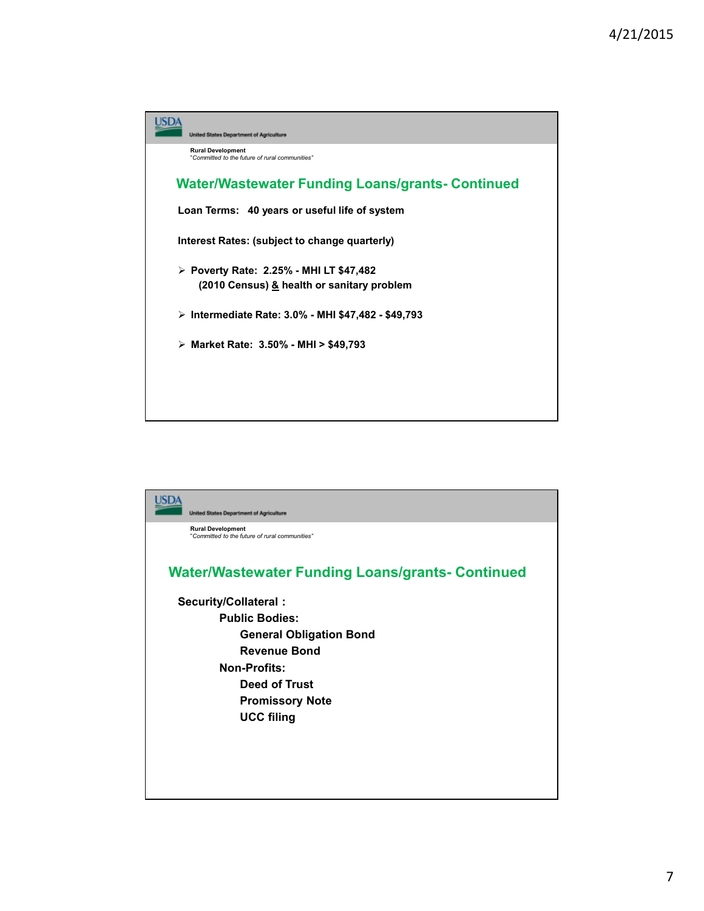USDA
United States Department of Agriculture

Rural Development
*"Committed to the future of rural communities"*

## Water/Wastewater Funding Loans/grants- Continued

**Loan Terms: 40 years or useful life of system**

**Interest Rates: (subject to change quarterly)**

- **Poverty Rate: 2.25% - MHI LT $47,482 (2010 Census) & health or sanitary problem**
- **Intermediate Rate: 3.0% - MHI $47,482 - $49,793**
- **Market Rate: 3.50% - MHI > $49,793**

USDA
United States Department of Agriculture

Rural Development
*"Committed to the future of rural communities"*

## Water/Wastewater Funding Loans/grants- Continued

**Security/Collateral :**

- **Public Bodies:**
  - **General Obligation Bond**
  - **Revenue Bond**
- **Non-Profits:**
  - **Deed of Trust**
  - **Promissory Note**
  - **UCC filing**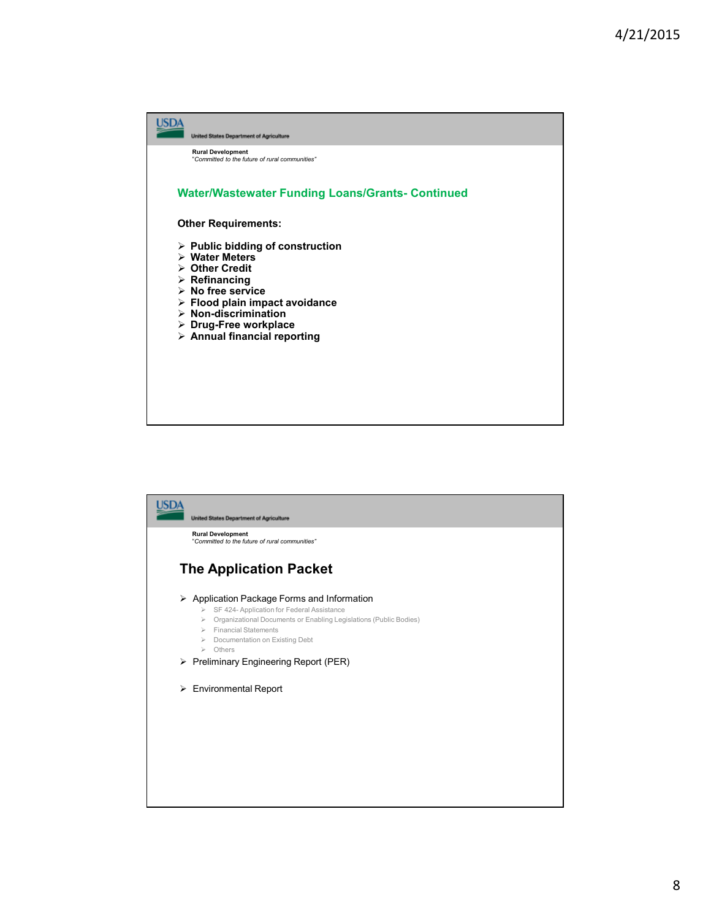United States Department of Agriculture

**Rural Development**
*"Committed to the future of rural communities"*

## Water/Wastewater Funding Loans/Grants- Continued

**Other Requirements:**

- **Public bidding of construction**
- **Water Meters**
- **Other Credit**
- **Refinancing**
- **No free service**
- **Flood plain impact avoidance**
- **Non-discrimination**
- **Drug-Free workplace**
- **Annual financial reporting**

United States Department of Agriculture

**Rural Development**
*"Committed to the future of rural communities"*

## The Application Packet

- Application Package Forms and Information
  - SF 424- Application for Federal Assistance
  - Organizational Documents or Enabling Legislations (Public Bodies)
  - Financial Statements
  - Documentation on Existing Debt
  - Others
- Preliminary Engineering Report (PER)
- Environmental Report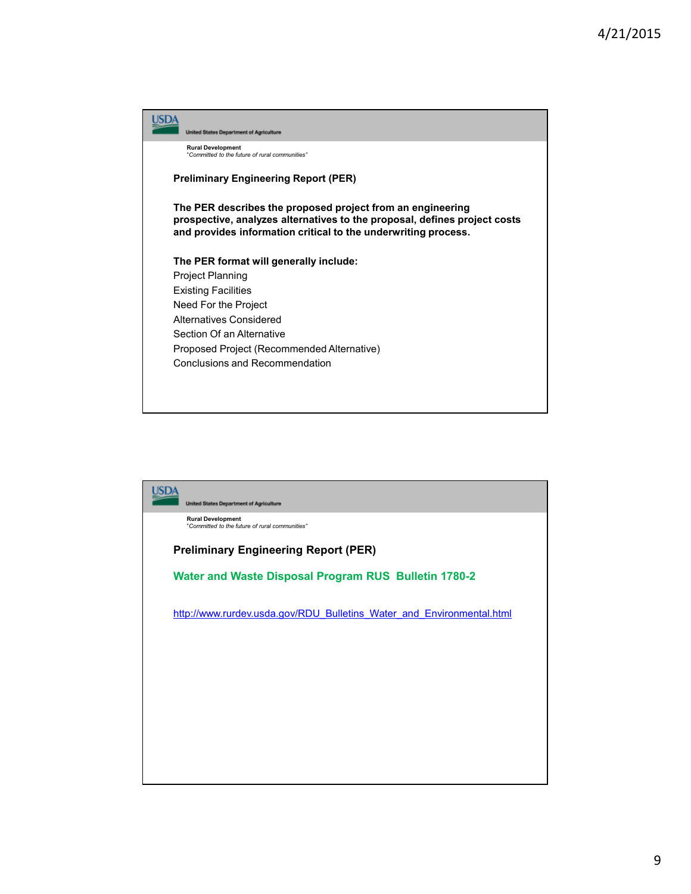USDA United States Department of Agriculture

**Rural Development**
*"Committed to the future of rural communities"*

## Preliminary Engineering Report (PER)

**The PER describes the proposed project from an engineering prospective, analyzes alternatives to the proposal, defines project costs and provides information critical to the underwriting process.**

**The PER format will generally include:**

Project Planning
Existing Facilities
Need For the Project
Alternatives Considered
Section Of an Alternative
Proposed Project (Recommended Alternative)
Conclusions and Recommendation

---

USDA United States Department of Agriculture

**Rural Development**
*"Committed to the future of rural communities"*

## Preliminary Engineering Report (PER)

**Water and Waste Disposal Program RUS Bulletin 1780-2**

http://www.rurdev.usda.gov/RDU_Bulletins_Water_and_Environmental.html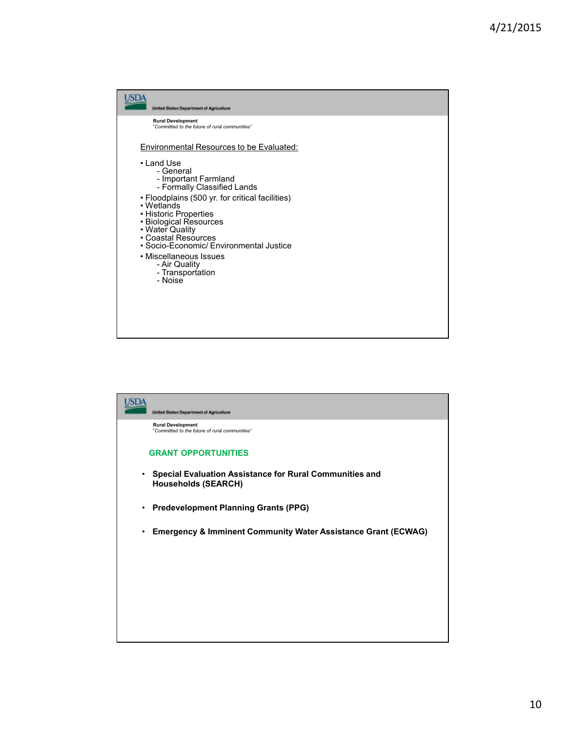United States Department of Agriculture

**Rural Development**
*"Committed to the future of rural communities"*

Environmental Resources to be Evaluated:

- Land Use
  - General
  - Important Farmland
  - Formally Classified Lands
- Floodplains (500 yr. for critical facilities)
- Wetlands
- Historic Properties
- Biological Resources
- Water Quality
- Coastal Resources
- Socio-Economic/ Environmental Justice
- Miscellaneous Issues
  - Air Quality
  - Transportation
  - Noise

United States Department of Agriculture

**Rural Development**
*"Committed to the future of rural communities"*

## GRANT OPPORTUNITIES

- **Special Evaluation Assistance for Rural Communities and Households (SEARCH)**
- **Predevelopment Planning Grants (PPG)**
- **Emergency & Imminent Community Water Assistance Grant (ECWAG)**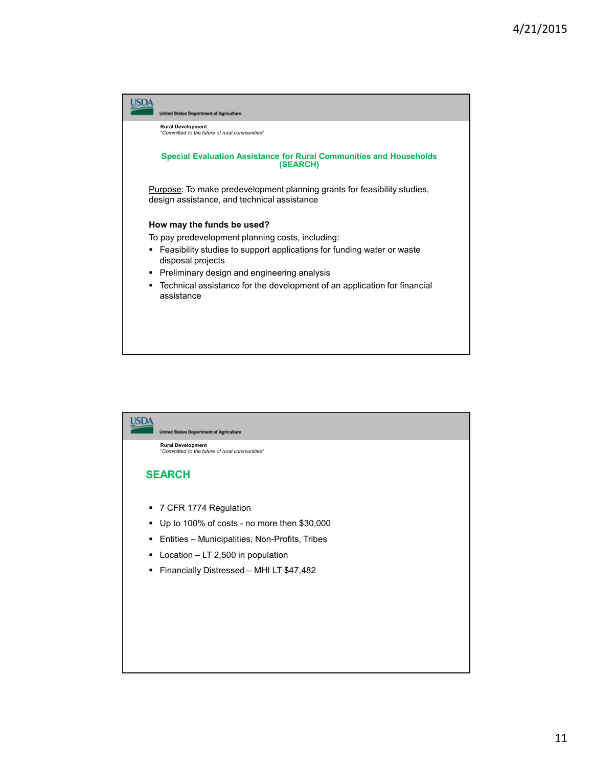USDA United States Department of Agriculture

**Rural Development**
*"Committed to the future of rural communities"*

## Special Evaluation Assistance for Rural Communities and Households (SEARCH)

Purpose: To make predevelopment planning grants for feasibility studies, design assistance, and technical assistance

**How may the funds be used?**

To pay predevelopment planning costs, including:

- Feasibility studies to support applications for funding water or waste disposal projects
- Preliminary design and engineering analysis
- Technical assistance for the development of an application for financial assistance

---

USDA United States Department of Agriculture

**Rural Development**
*"Committed to the future of rural communities"*

## SEARCH

- 7 CFR 1774 Regulation
- Up to 100% of costs - no more then $30,000
- Entities – Municipalities, Non-Profits, Tribes
- Location – LT 2,500 in population
- Financially Distressed – MHI LT $47,482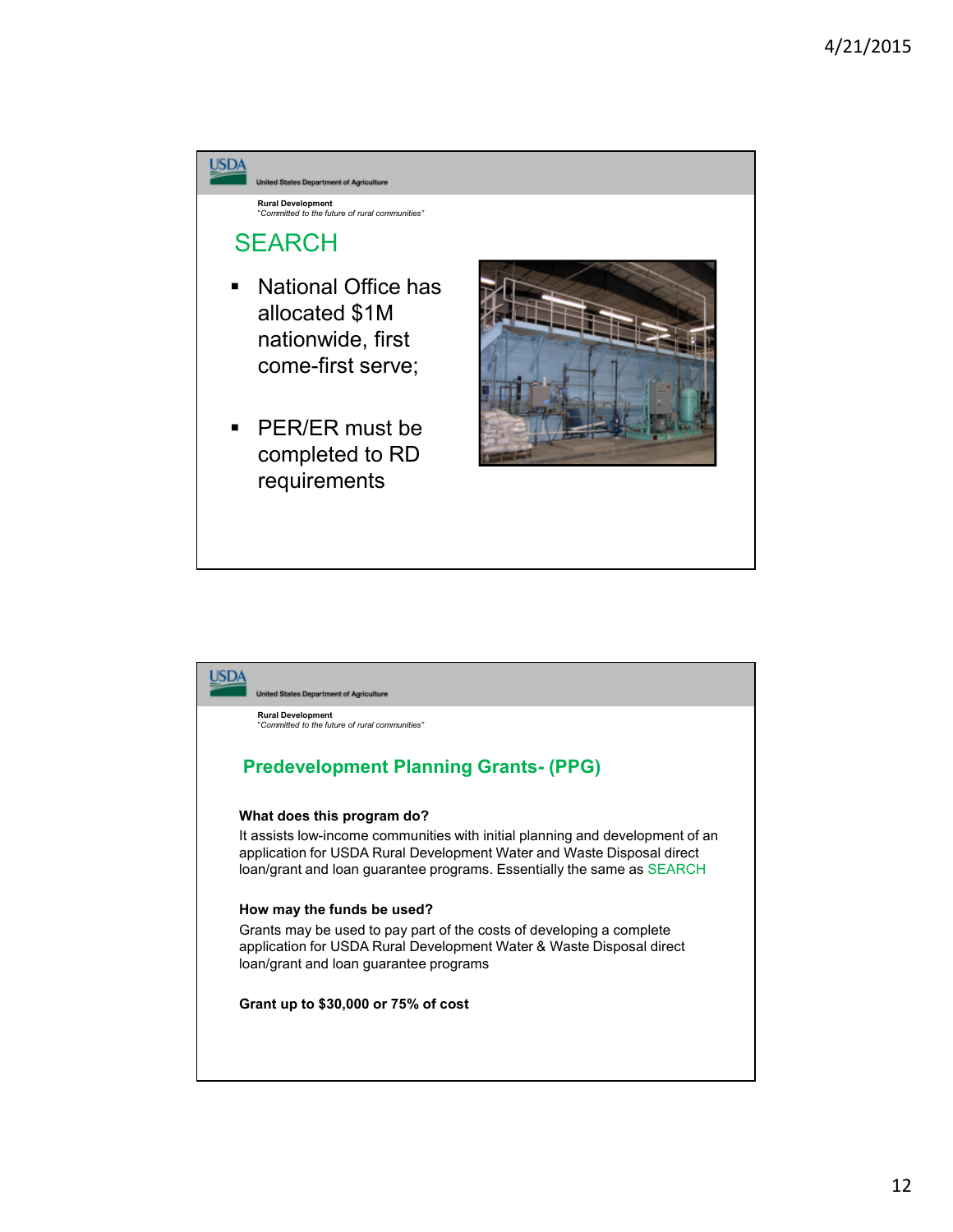USDA United States Department of Agriculture

Rural Development
*"Committed to the future of rural communities"*

## SEARCH

- National Office has allocated $1M nationwide, first come-first serve;
- PER/ER must be completed to RD requirements

USDA United States Department of Agriculture

Rural Development
*"Committed to the future of rural communities"*

## Predevelopment Planning Grants- (PPG)

**What does this program do?**

It assists low-income communities with initial planning and development of an application for USDA Rural Development Water and Waste Disposal direct loan/grant and loan guarantee programs. Essentially the same as SEARCH

**How may the funds be used?**

Grants may be used to pay part of the costs of developing a complete application for USDA Rural Development Water & Waste Disposal direct loan/grant and loan guarantee programs

**Grant up to $30,000 or 75% of cost**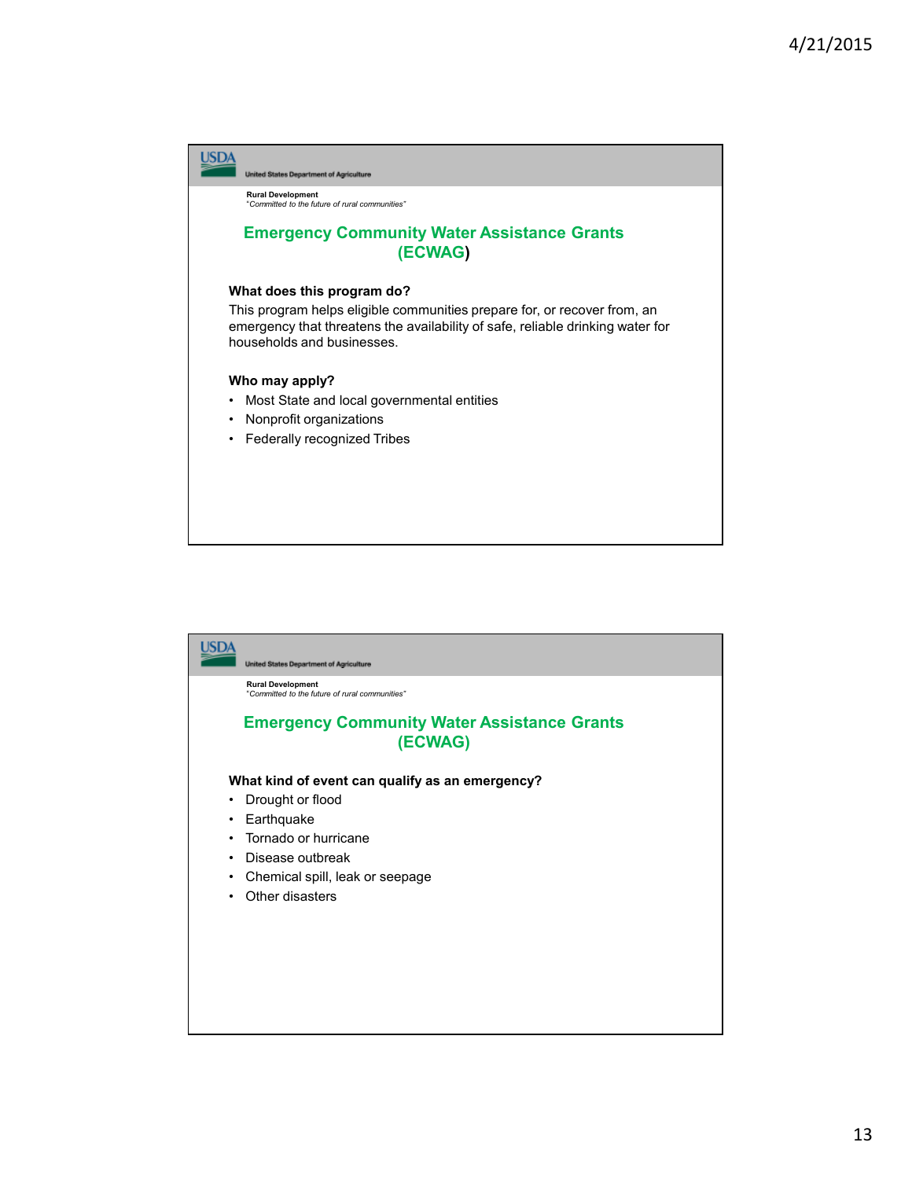USDA
United States Department of Agriculture

**Rural Development**
*"Committed to the future of rural communities"*

## Emergency Community Water Assistance Grants (ECWAG)

**What does this program do?**

This program helps eligible communities prepare for, or recover from, an emergency that threatens the availability of safe, reliable drinking water for households and businesses.

**Who may apply?**

- Most State and local governmental entities
- Nonprofit organizations
- Federally recognized Tribes

USDA
United States Department of Agriculture

**Rural Development**
*"Committed to the future of rural communities"*

## Emergency Community Water Assistance Grants (ECWAG)

**What kind of event can qualify as an emergency?**

- Drought or flood
- Earthquake
- Tornado or hurricane
- Disease outbreak
- Chemical spill, leak or seepage
- Other disasters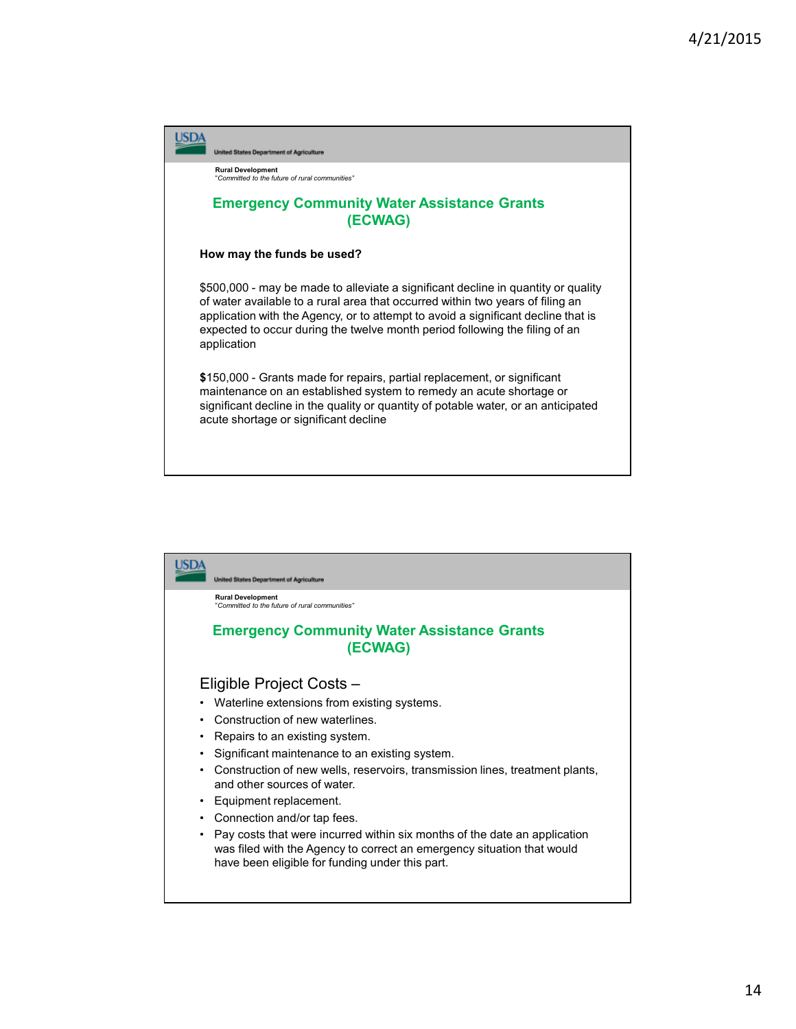USDA

United States Department of Agriculture

**Rural Development**
*"Committed to the future of rural communities"*

## Emergency Community Water Assistance Grants (ECWAG)

**How may the funds be used?**

$500,000 - may be made to alleviate a significant decline in quantity or quality of water available to a rural area that occurred within two years of filing an application with the Agency, or to attempt to avoid a significant decline that is expected to occur during the twelve month period following the filing of an application

**$**150,000 - Grants made for repairs, partial replacement, or significant maintenance on an established system to remedy an acute shortage or significant decline in the quality or quantity of potable water, or an anticipated acute shortage or significant decline

---

USDA

United States Department of Agriculture

**Rural Development**
*"Committed to the future of rural communities"*

## Emergency Community Water Assistance Grants (ECWAG)

Eligible Project Costs –

- Waterline extensions from existing systems.
- Construction of new waterlines.
- Repairs to an existing system.
- Significant maintenance to an existing system.
- Construction of new wells, reservoirs, transmission lines, treatment plants, and other sources of water.
- Equipment replacement.
- Connection and/or tap fees.
- Pay costs that were incurred within six months of the date an application was filed with the Agency to correct an emergency situation that would have been eligible for funding under this part.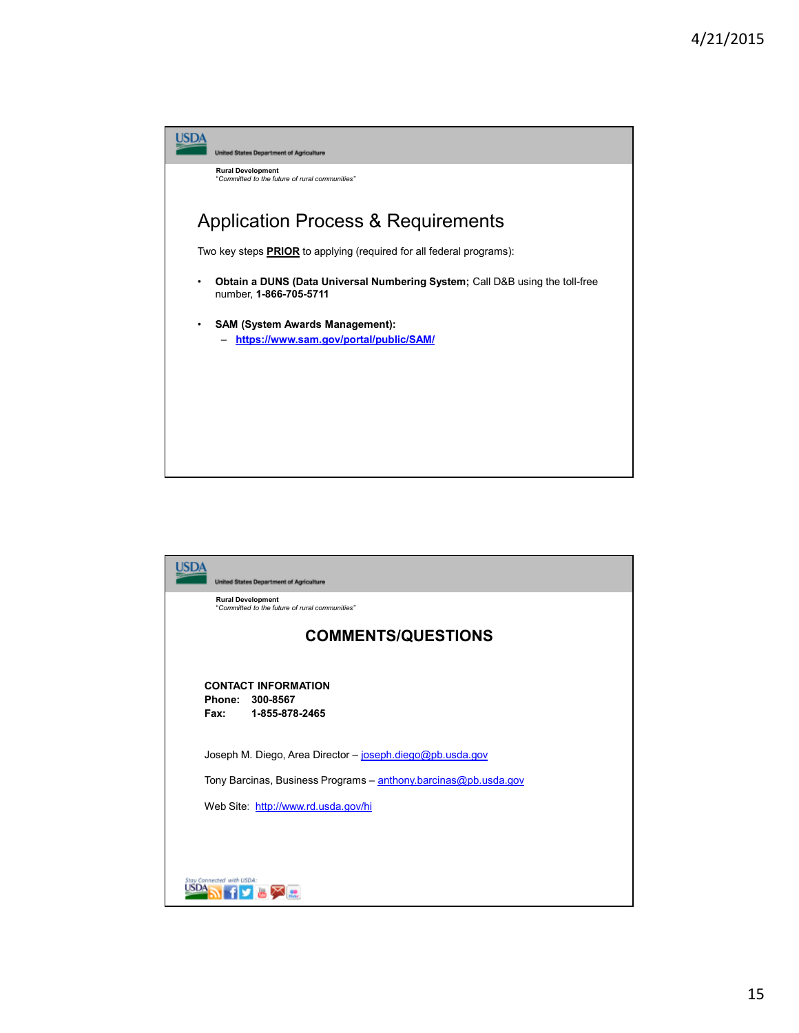USDA United States Department of Agriculture

**Rural Development**
*"Committed to the future of rural communities"*

## Application Process & Requirements

Two key steps **PRIOR** to applying (required for all federal programs):

- **Obtain a DUNS (Data Universal Numbering System;** Call D&B using the toll-free number, **1-866-705-5711**
- **SAM (System Awards Management):**
  - **https://www.sam.gov/portal/public/SAM/**

---

USDA United States Department of Agriculture

**Rural Development**
*"Committed to the future of rural communities"*

## COMMENTS/QUESTIONS

**CONTACT INFORMATION**
**Phone: 300-8567**
**Fax: 1-855-878-2465**

Joseph M. Diego, Area Director – joseph.diego@pb.usda.gov

Tony Barcinas, Business Programs – anthony.barcinas@pb.usda.gov

Web Site: http://www.rd.usda.gov/hi

*Stay Connected with USDA:*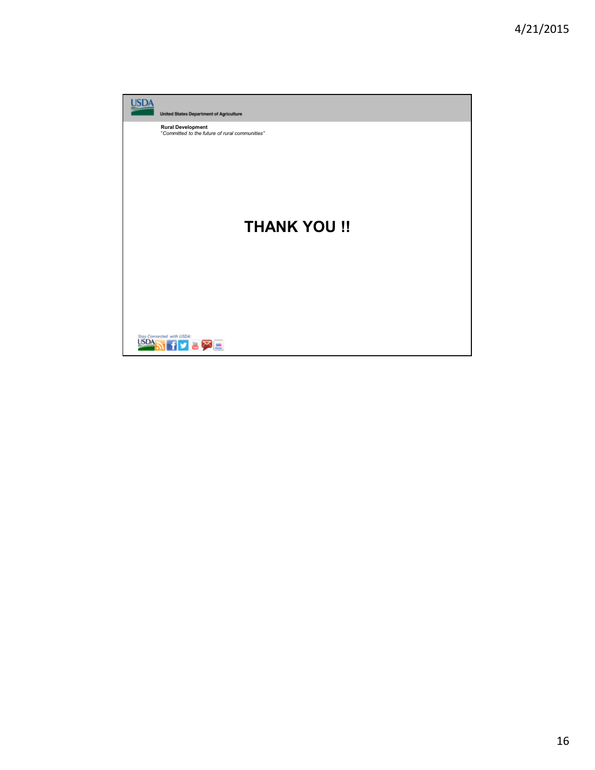United States Department of Agriculture

**Rural Development**
*"Committed to the future of rural communities"*

# THANK YOU !!

Stay Connected with USDA: